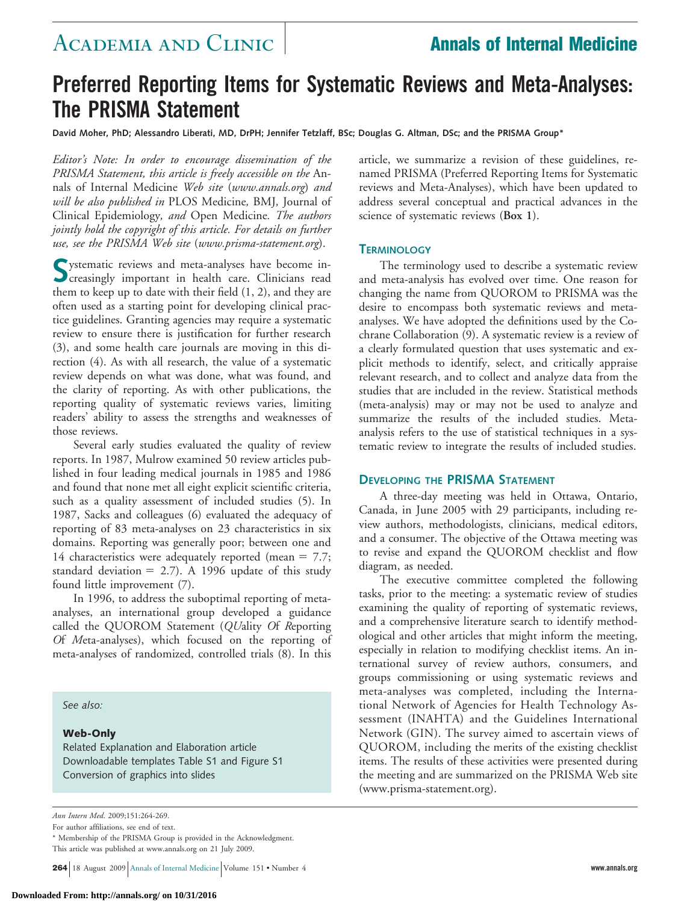# Preferred Reporting Items for Systematic Reviews and Meta-Analyses: The PRISMA Statement

**David Moher, PhD; Alessandro Liberati, MD, DrPH; Jennifer Tetzlaff, BSc; Douglas G. Altman, DSc; and the PRISMA Group***

*Editor's Note: In order to encourage dissemination of the PRISMA Statement, this article is freely accessible on the* Annals of Internal Medicine *Web site* (*www.annals.org*) *and will be also published in* PLOS Medicine*,* BMJ*,* Journal of Clinical Epidemiology*, and* Open Medicine*. The authors jointly hold the copyright of this article. For details on further use, see the PRISMA Web site* (*www.prisma-statement.org*).

Systematic reviews and meta-analyses have become increasingly important in health care. Clinicians read them to keep up to date with their field (1, 2), and they are often used as a starting point for developing clinical practice guidelines. Granting agencies may require a systematic review to ensure there is justification for further research (3), and some health care journals are moving in this direction (4). As with all research, the value of a systematic review depends on what was done, what was found, and the clarity of reporting. As with other publications, the reporting quality of systematic reviews varies, limiting readers' ability to assess the strengths and weaknesses of those reviews.

Several early studies evaluated the quality of review reports. In 1987, Mulrow examined 50 review articles published in four leading medical journals in 1985 and 1986 and found that none met all eight explicit scientific criteria, such as a quality assessment of included studies (5). In 1987, Sacks and colleagues (6) evaluated the adequacy of reporting of 83 meta-analyses on 23 characteristics in six domains. Reporting was generally poor; between one and 14 characteristics were adequately reported (mean = 7.7; standard deviation = 2.7). A 1996 update of this study found little improvement (7).

In 1996, to address the suboptimal reporting of meta-analyses, an international group developed a guidance called the QUOROM Statement (*QU*ality *O*f *R*eporting *O*f *M*eta-analyses), which focused on the reporting of meta-analyses of randomized, controlled trials (8). In this article, we summarize a revision of these guidelines, renamed PRISMA (Preferred Reporting Items for Systematic reviews and Meta-Analyses), which have been updated to address several conceptual and practical advances in the science of systematic reviews (**Box 1**).

> *See also:*
>
> **Web-Only**
>
> Related Explanation and Elaboration article
> Downloadable templates Table S1 and Figure S1
> Conversion of graphics into slides

## Terminology

The terminology used to describe a systematic review and meta-analysis has evolved over time. One reason for changing the name from QUOROM to PRISMA was the desire to encompass both systematic reviews and meta-analyses. We have adopted the definitions used by the Cochrane Collaboration (9). A systematic review is a review of a clearly formulated question that uses systematic and explicit methods to identify, select, and critically appraise relevant research, and to collect and analyze data from the studies that are included in the review. Statistical methods (meta-analysis) may or may not be used to analyze and summarize the results of the included studies. Meta-analysis refers to the use of statistical techniques in a systematic review to integrate the results of included studies.

## Developing the PRISMA Statement

A three-day meeting was held in Ottawa, Ontario, Canada, in June 2005 with 29 participants, including review authors, methodologists, clinicians, medical editors, and a consumer. The objective of the Ottawa meeting was to revise and expand the QUOROM checklist and flow diagram, as needed.

The executive committee completed the following tasks, prior to the meeting: a systematic review of studies examining the quality of reporting of systematic reviews, and a comprehensive literature search to identify methodological and other articles that might inform the meeting, especially in relation to modifying checklist items. An international survey of review authors, consumers, and groups commissioning or using systematic reviews and meta-analyses was completed, including the International Network of Agencies for Health Technology Assessment (INAHTA) and the Guidelines International Network (GIN). The survey aimed to ascertain views of QUOROM, including the merits of the existing checklist items. The results of these activities were presented during the meeting and are summarized on the PRISMA Web site (www.prisma-statement.org).

*Ann Intern Med.* 2009;151:264-269.

For author affiliations, see end of text.

\* Membership of the PRISMA Group is provided in the Acknowledgment.

This article was published at www.annals.org on 21 July 2009.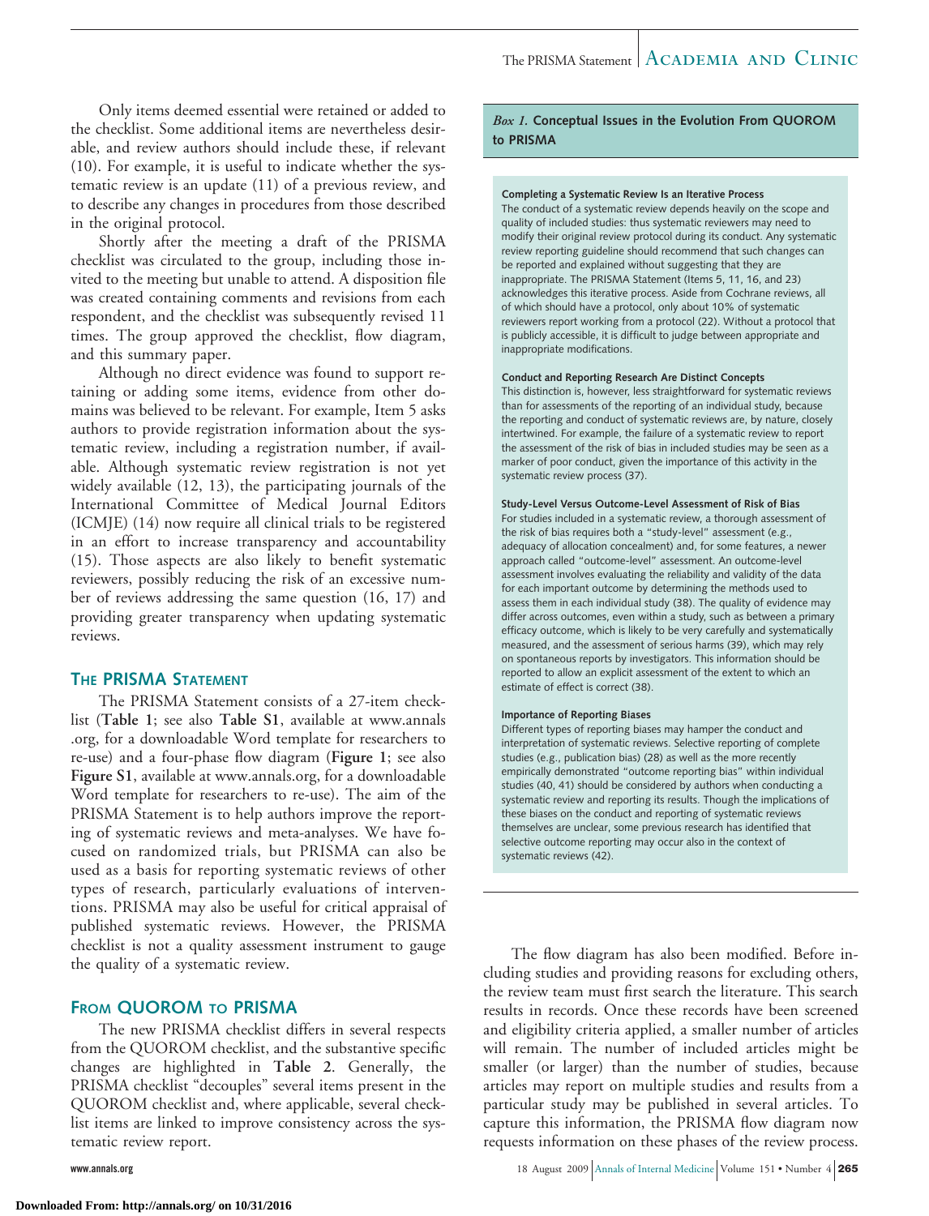Only items deemed essential were retained or added to the checklist. Some additional items are nevertheless desirable, and review authors should include these, if relevant (10). For example, it is useful to indicate whether the systematic review is an update (11) of a previous review, and to describe any changes in procedures from those described in the original protocol.

Shortly after the meeting a draft of the PRISMA checklist was circulated to the group, including those invited to the meeting but unable to attend. A disposition file was created containing comments and revisions from each respondent, and the checklist was subsequently revised 11 times. The group approved the checklist, flow diagram, and this summary paper.

Although no direct evidence was found to support retaining or adding some items, evidence from other domains was believed to be relevant. For example, Item 5 asks authors to provide registration information about the systematic review, including a registration number, if available. Although systematic review registration is not yet widely available (12, 13), the participating journals of the International Committee of Medical Journal Editors (ICMJE) (14) now require all clinical trials to be registered in an effort to increase transparency and accountability (15). Those aspects are also likely to benefit systematic reviewers, possibly reducing the risk of an excessive number of reviews addressing the same question (16, 17) and providing greater transparency when updating systematic reviews.

## The PRISMA Statement

The PRISMA Statement consists of a 27-item checklist (**Table 1**; see also **Table S1**, available at www.annals.org, for a downloadable Word template for researchers to re-use) and a four-phase flow diagram (**Figure 1**; see also **Figure S1**, available at www.annals.org, for a downloadable Word template for researchers to re-use). The aim of the PRISMA Statement is to help authors improve the reporting of systematic reviews and meta-analyses. We have focused on randomized trials, but PRISMA can also be used as a basis for reporting systematic reviews of other types of research, particularly evaluations of interventions. PRISMA may also be useful for critical appraisal of published systematic reviews. However, the PRISMA checklist is not a quality assessment instrument to gauge the quality of a systematic review.

## From QUOROM to PRISMA

The new PRISMA checklist differs in several respects from the QUOROM checklist, and the substantive specific changes are highlighted in **Table 2**. Generally, the PRISMA checklist "decouples" several items present in the QUOROM checklist and, where applicable, several checklist items are linked to improve consistency across the systematic review report.

> *Box 1.* **Conceptual Issues in the Evolution From QUOROM to PRISMA**
>
> **Completing a Systematic Review Is an Iterative Process**
>
> The conduct of a systematic review depends heavily on the scope and quality of included studies: thus systematic reviewers may need to modify their original review protocol during its conduct. Any systematic review reporting guideline should recommend that such changes can be reported and explained without suggesting that they are inappropriate. The PRISMA Statement (Items 5, 11, 16, and 23) acknowledges this iterative process. Aside from Cochrane reviews, all of which should have a protocol, only about 10% of systematic reviewers report working from a protocol (22). Without a protocol that is publicly accessible, it is difficult to judge between appropriate and inappropriate modifications.
>
> **Conduct and Reporting Research Are Distinct Concepts**
>
> This distinction is, however, less straightforward for systematic reviews than for assessments of the reporting of an individual study, because the reporting and conduct of systematic reviews are, by nature, closely intertwined. For example, the failure of a systematic review to report the assessment of the risk of bias in included studies may be seen as a marker of poor conduct, given the importance of this activity in the systematic review process (37).
>
> **Study-Level Versus Outcome-Level Assessment of Risk of Bias**
>
> For studies included in a systematic review, a thorough assessment of the risk of bias requires both a "study-level" assessment (e.g., adequacy of allocation concealment) and, for some features, a newer approach called "outcome-level" assessment. An outcome-level assessment involves evaluating the reliability and validity of the data for each important outcome by determining the methods used to assess them in each individual study (38). The quality of evidence may differ across outcomes, even within a study, such as between a primary efficacy outcome, which is likely to be very carefully and systematically measured, and the assessment of serious harms (39), which may rely on spontaneous reports by investigators. This information should be reported to allow an explicit assessment of the extent to which an estimate of effect is correct (38).
>
> **Importance of Reporting Biases**
>
> Different types of reporting biases may hamper the conduct and interpretation of systematic reviews. Selective reporting of complete studies (e.g., publication bias) (28) as well as the more recently empirically demonstrated "outcome reporting bias" within individual studies (40, 41) should be considered by authors when conducting a systematic review and reporting its results. Though the implications of these biases on the conduct and reporting of systematic reviews themselves are unclear, some previous research has identified that selective outcome reporting may occur also in the context of systematic reviews (42).

The flow diagram has also been modified. Before including studies and providing reasons for excluding others, the review team must first search the literature. This search results in records. Once these records have been screened and eligibility criteria applied, a smaller number of articles will remain. The number of included articles might be smaller (or larger) than the number of studies, because articles may report on multiple studies and results from a particular study may be published in several articles. To capture this information, the PRISMA flow diagram now requests information on these phases of the review process.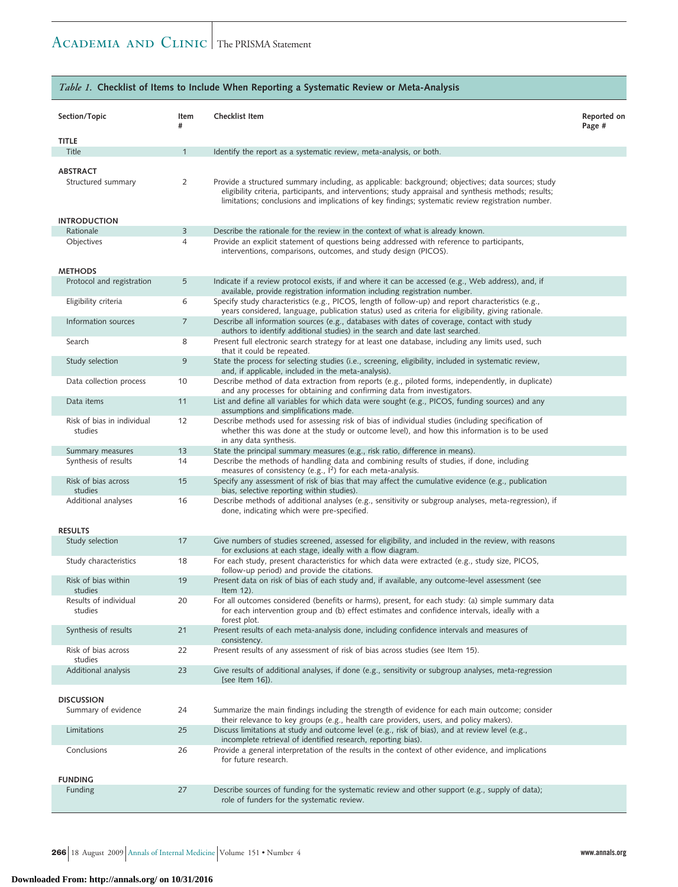*Table 1.* **Checklist of Items to Include When Reporting a Systematic Review or Meta-Analysis**

| Section/Topic | Item # | Checklist Item | Reported on Page # |
|---|---|---|---|
| **TITLE** | | | |
| Title | 1 | Identify the report as a systematic review, meta-analysis, or both. | |
| **ABSTRACT** | | | |
| Structured summary | 2 | Provide a structured summary including, as applicable: background; objectives; data sources; study eligibility criteria, participants, and interventions; study appraisal and synthesis methods; results; limitations; conclusions and implications of key findings; systematic review registration number. | |
| **INTRODUCTION** | | | |
| Rationale | 3 | Describe the rationale for the review in the context of what is already known. | |
| Objectives | 4 | Provide an explicit statement of questions being addressed with reference to participants, interventions, comparisons, outcomes, and study design (PICOS). | |
| **METHODS** | | | |
| Protocol and registration | 5 | Indicate if a review protocol exists, if and where it can be accessed (e.g., Web address), and, if available, provide registration information including registration number. | |
| Eligibility criteria | 6 | Specify study characteristics (e.g., PICOS, length of follow-up) and report characteristics (e.g., years considered, language, publication status) used as criteria for eligibility, giving rationale. | |
| Information sources | 7 | Describe all information sources (e.g., databases with dates of coverage, contact with study authors to identify additional studies) in the search and date last searched. | |
| Search | 8 | Present full electronic search strategy for at least one database, including any limits used, such that it could be repeated. | |
| Study selection | 9 | State the process for selecting studies (i.e., screening, eligibility, included in systematic review, and, if applicable, included in the meta-analysis). | |
| Data collection process | 10 | Describe method of data extraction from reports (e.g., piloted forms, independently, in duplicate) and any processes for obtaining and confirming data from investigators. | |
| Data items | 11 | List and define all variables for which data were sought (e.g., PICOS, funding sources) and any assumptions and simplifications made. | |
| Risk of bias in individual studies | 12 | Describe methods used for assessing risk of bias of individual studies (including specification of whether this was done at the study or outcome level), and how this information is to be used in any data synthesis. | |
| Summary measures | 13 | State the principal summary measures (e.g., risk ratio, difference in means). | |
| Synthesis of results | 14 | Describe the methods of handling data and combining results of studies, if done, including measures of consistency (e.g., $I^2$) for each meta-analysis. | |
| Risk of bias across studies | 15 | Specify any assessment of risk of bias that may affect the cumulative evidence (e.g., publication bias, selective reporting within studies). | |
| Additional analyses | 16 | Describe methods of additional analyses (e.g., sensitivity or subgroup analyses, meta-regression), if done, indicating which were pre-specified. | |
| **RESULTS** | | | |
| Study selection | 17 | Give numbers of studies screened, assessed for eligibility, and included in the review, with reasons for exclusions at each stage, ideally with a flow diagram. | |
| Study characteristics | 18 | For each study, present characteristics for which data were extracted (e.g., study size, PICOS, follow-up period) and provide the citations. | |
| Risk of bias within studies | 19 | Present data on risk of bias of each study and, if available, any outcome-level assessment (see Item 12). | |
| Results of individual studies | 20 | For all outcomes considered (benefits or harms), present, for each study: (a) simple summary data for each intervention group and (b) effect estimates and confidence intervals, ideally with a forest plot. | |
| Synthesis of results | 21 | Present results of each meta-analysis done, including confidence intervals and measures of consistency. | |
| Risk of bias across studies | 22 | Present results of any assessment of risk of bias across studies (see Item 15). | |
| Additional analysis | 23 | Give results of additional analyses, if done (e.g., sensitivity or subgroup analyses, meta-regression [see Item 16]). | |
| **DISCUSSION** | | | |
| Summary of evidence | 24 | Summarize the main findings including the strength of evidence for each main outcome; consider their relevance to key groups (e.g., health care providers, users, and policy makers). | |
| Limitations | 25 | Discuss limitations at study and outcome level (e.g., risk of bias), and at review level (e.g., incomplete retrieval of identified research, reporting bias). | |
| Conclusions | 26 | Provide a general interpretation of the results in the context of other evidence, and implications for future research. | |
| **FUNDING** | | | |
| Funding | 27 | Describe sources of funding for the systematic review and other support (e.g., supply of data); role of funders for the systematic review. | |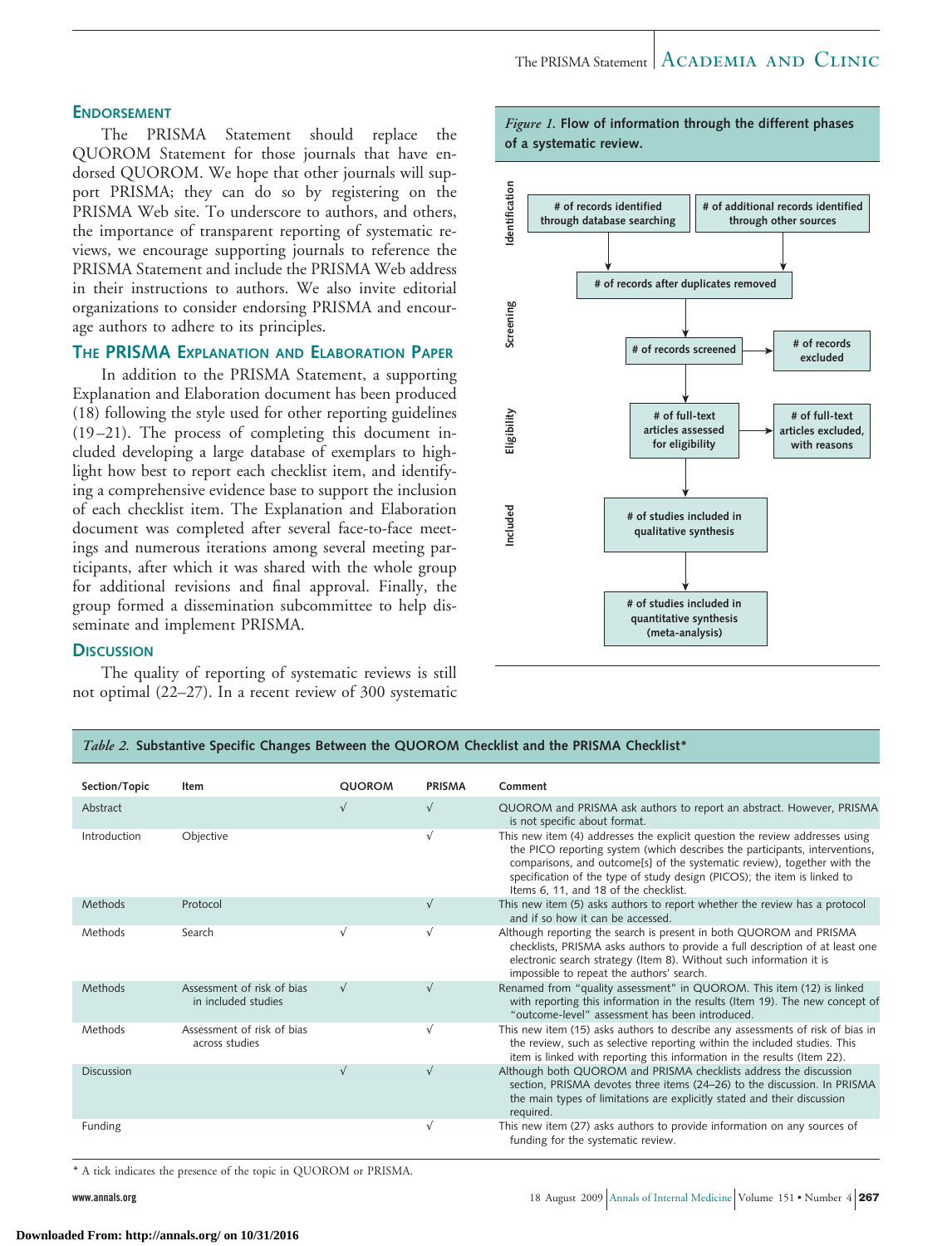## Endorsement

The PRISMA Statement should replace the QUOROM Statement for those journals that have endorsed QUOROM. We hope that other journals will support PRISMA; they can do so by registering on the PRISMA Web site. To underscore to authors, and others, the importance of transparent reporting of systematic reviews, we encourage supporting journals to reference the PRISMA Statement and include the PRISMA Web address in their instructions to authors. We also invite editorial organizations to consider endorsing PRISMA and encourage authors to adhere to its principles.

## The PRISMA Explanation and Elaboration Paper

In addition to the PRISMA Statement, a supporting Explanation and Elaboration document has been produced (18) following the style used for other reporting guidelines (19–21). The process of completing this document included developing a large database of exemplars to highlight how best to report each checklist item, and identifying a comprehensive evidence base to support the inclusion of each checklist item. The Explanation and Elaboration document was completed after several face-to-face meetings and numerous iterations among several meeting participants, after which it was shared with the whole group for additional revisions and final approval. Finally, the group formed a dissemination subcommittee to help disseminate and implement PRISMA.

## Discussion

The quality of reporting of systematic reviews is still not optimal (22–27). In a recent review of 300 systematic

*Figure 1.* **Flow of information through the different phases of a systematic review.**

**Identification**
- # of records identified through database searching
- # of additional records identified through other sources

↓

- # of records after duplicates removed

**Screening**
- # of records screened → # of records excluded

**Eligibility**
- # of full-text articles assessed for eligibility → # of full-text articles excluded, with reasons

**Included**
- # of studies included in qualitative synthesis
- # of studies included in quantitative synthesis (meta-analysis)

*Table 2.* **Substantive Specific Changes Between the QUOROM Checklist and the PRISMA Checklist***

| Section/Topic | Item | QUOROM | PRISMA | Comment |
|---|---|---|---|---|
| Abstract | | √ | √ | QUOROM and PRISMA ask authors to report an abstract. However, PRISMA is not specific about format. |
| Introduction | Objective | | √ | This new item (4) addresses the explicit question the review addresses using the PICO reporting system (which describes the participants, interventions, comparisons, and outcome[s] of the systematic review), together with the specification of the type of study design (PICOS); the item is linked to Items 6, 11, and 18 of the checklist. |
| Methods | Protocol | | √ | This new item (5) asks authors to report whether the review has a protocol and if so how it can be accessed. |
| Methods | Search | √ | √ | Although reporting the search is present in both QUOROM and PRISMA checklists, PRISMA asks authors to provide a full description of at least one electronic search strategy (Item 8). Without such information it is impossible to repeat the authors' search. |
| Methods | Assessment of risk of bias in included studies | √ | √ | Renamed from "quality assessment" in QUOROM. This item (12) is linked with reporting this information in the results (Item 19). The new concept of "outcome-level" assessment has been introduced. |
| Methods | Assessment of risk of bias across studies | | √ | This new item (15) asks authors to describe any assessments of risk of bias in the review, such as selective reporting within the included studies. This item is linked with reporting this information in the results (Item 22). |
| Discussion | | √ | √ | Although both QUOROM and PRISMA checklists address the discussion section, PRISMA devotes three items (24–26) to the discussion. In PRISMA the main types of limitations are explicitly stated and their discussion required. |
| Funding | | | √ | This new item (27) asks authors to provide information on any sources of funding for the systematic review. |

* A tick indicates the presence of the topic in QUOROM or PRISMA.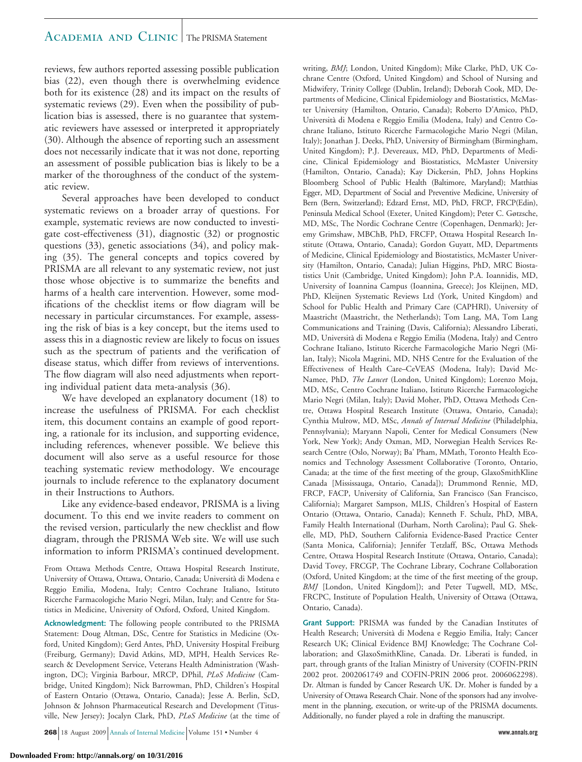reviews, few authors reported assessing possible publication bias (22), even though there is overwhelming evidence both for its existence (28) and its impact on the results of systematic reviews (29). Even when the possibility of publication bias is assessed, there is no guarantee that systematic reviewers have assessed or interpreted it appropriately (30). Although the absence of reporting such an assessment does not necessarily indicate that it was not done, reporting an assessment of possible publication bias is likely to be a marker of the thoroughness of the conduct of the systematic review.

Several approaches have been developed to conduct systematic reviews on a broader array of questions. For example, systematic reviews are now conducted to investigate cost-effectiveness (31), diagnostic (32) or prognostic questions (33), genetic associations (34), and policy making (35). The general concepts and topics covered by PRISMA are all relevant to any systematic review, not just those whose objective is to summarize the benefits and harms of a health care intervention. However, some modifications of the checklist items or flow diagram will be necessary in particular circumstances. For example, assessing the risk of bias is a key concept, but the items used to assess this in a diagnostic review are likely to focus on issues such as the spectrum of patients and the verification of disease status, which differ from reviews of interventions. The flow diagram will also need adjustments when reporting individual patient data meta-analysis (36).

We have developed an explanatory document (18) to increase the usefulness of PRISMA. For each checklist item, this document contains an example of good reporting, a rationale for its inclusion, and supporting evidence, including references, whenever possible. We believe this document will also serve as a useful resource for those teaching systematic review methodology. We encourage journals to include reference to the explanatory document in their Instructions to Authors.

Like any evidence-based endeavor, PRISMA is a living document. To this end we invite readers to comment on the revised version, particularly the new checklist and flow diagram, through the PRISMA Web site. We will use such information to inform PRISMA's continued development.

From Ottawa Methods Centre, Ottawa Hospital Research Institute, University of Ottawa, Ottawa, Ontario, Canada; Università di Modena e Reggio Emilia, Modena, Italy; Centro Cochrane Italiano, Istituto Ricerche Farmacologiche Mario Negri, Milan, Italy; and Centre for Statistics in Medicine, University of Oxford, Oxford, United Kingdom.

**Acknowledgment:** The following people contributed to the PRISMA Statement: Doug Altman, DSc, Centre for Statistics in Medicine (Oxford, United Kingdom); Gerd Antes, PhD, University Hospital Freiburg (Freiburg, Germany); David Atkins, MD, MPH, Health Services Research & Development Service, Veterans Health Administration (Washington, DC); Virginia Barbour, MRCP, DPhil, *PLoS Medicine* (Cambridge, United Kingdom); Nick Barrowman, PhD, Children's Hospital of Eastern Ontario (Ottawa, Ontario, Canada); Jesse A. Berlin, ScD, Johnson & Johnson Pharmaceutical Research and Development (Titusville, New Jersey); Jocalyn Clark, PhD, *PLoS Medicine* (at the time of writing, *BMJ*; London, United Kingdom); Mike Clarke, PhD, UK Cochrane Centre (Oxford, United Kingdom) and School of Nursing and Midwifery, Trinity College (Dublin, Ireland); Deborah Cook, MD, Departments of Medicine, Clinical Epidemiology and Biostatistics, McMaster University (Hamilton, Ontario, Canada); Roberto D'Amico, PhD, Università di Modena e Reggio Emilia (Modena, Italy) and Centro Cochrane Italiano, Istituto Ricerche Farmacologiche Mario Negri (Milan, Italy); Jonathan J. Deeks, PhD, University of Birmingham (Birmingham, United Kingdom); P.J. Devereaux, MD, PhD, Departments of Medicine, Clinical Epidemiology and Biostatistics, McMaster University (Hamilton, Ontario, Canada); Kay Dickersin, PhD, Johns Hopkins Bloomberg School of Public Health (Baltimore, Maryland); Matthias Egger, MD, Department of Social and Preventive Medicine, University of Bern (Bern, Switzerland); Edzard Ernst, MD, PhD, FRCP, FRCP(Edin), Peninsula Medical School (Exeter, United Kingdom); Peter C. Gøtzsche, MD, MSc, The Nordic Cochrane Centre (Copenhagen, Denmark); Jeremy Grimshaw, MBChB, PhD, FRCFP, Ottawa Hospital Research Institute (Ottawa, Ontario, Canada); Gordon Guyatt, MD, Departments of Medicine, Clinical Epidemiology and Biostatistics, McMaster University (Hamilton, Ontario, Canada); Julian Higgins, PhD, MRC Biostatistics Unit (Cambridge, United Kingdom); John P.A. Ioannidis, MD, University of Ioannina Campus (Ioannina, Greece); Jos Kleijnen, MD, PhD, Kleijnen Systematic Reviews Ltd (York, United Kingdom) and School for Public Health and Primary Care (CAPHRI), University of Maastricht (Maastricht, the Netherlands); Tom Lang, MA, Tom Lang Communications and Training (Davis, California); Alessandro Liberati, MD, Università di Modena e Reggio Emilia (Modena, Italy) and Centro Cochrane Italiano, Istituto Ricerche Farmacologiche Mario Negri (Milan, Italy); Nicola Magrini, MD, NHS Centre for the Evaluation of the Effectiveness of Health Care–CeVEAS (Modena, Italy); David McNamee, PhD, *The Lancet* (London, United Kingdom); Lorenzo Moja, MD, MSc, Centro Cochrane Italiano, Istituto Ricerche Farmacologiche Mario Negri (Milan, Italy); David Moher, PhD, Ottawa Methods Centre, Ottawa Hospital Research Institute (Ottawa, Ontario, Canada); Cynthia Mulrow, MD, MSc, *Annals of Internal Medicine* (Philadelphia, Pennsylvania); Maryann Napoli, Center for Medical Consumers (New York, New York); Andy Oxman, MD, Norwegian Health Services Research Centre (Oslo, Norway); Ba' Pham, MMath, Toronto Health Economics and Technology Assessment Collaborative (Toronto, Ontario, Canada; at the time of the first meeting of the group, GlaxoSmithKline Canada [Mississauga, Ontario, Canada]); Drummond Rennie, MD, FRCP, FACP, University of California, San Francisco (San Francisco, California); Margaret Sampson, MLIS, Children's Hospital of Eastern Ontario (Ottawa, Ontario, Canada); Kenneth F. Schulz, PhD, MBA, Family Health International (Durham, North Carolina); Paul G. Shekelle, MD, PhD, Southern California Evidence-Based Practice Center (Santa Monica, California); Jennifer Tetzlaff, BSc, Ottawa Methods Centre, Ottawa Hospital Research Institute (Ottawa, Ontario, Canada); David Tovey, FRCGP, The Cochrane Library, Cochrane Collaboration (Oxford, United Kingdom; at the time of the first meeting of the group, *BMJ* [London, United Kingdom]); and Peter Tugwell, MD, MSc, FRCPC, Institute of Population Health, University of Ottawa (Ottawa, Ontario, Canada).

**Grant Support:** PRISMA was funded by the Canadian Institutes of Health Research; Università di Modena e Reggio Emilia, Italy; Cancer Research UK; Clinical Evidence BMJ Knowledge; The Cochrane Collaboration; and GlaxoSmithKline, Canada. Dr. Liberati is funded, in part, through grants of the Italian Ministry of University (COFIN-PRIN 2002 prot. 2002061749 and COFIN-PRIN 2006 prot. 2006062298). Dr. Altman is funded by Cancer Research UK. Dr. Moher is funded by a University of Ottawa Research Chair. None of the sponsors had any involvement in the planning, execution, or write-up of the PRISMA documents. Additionally, no funder played a role in drafting the manuscript.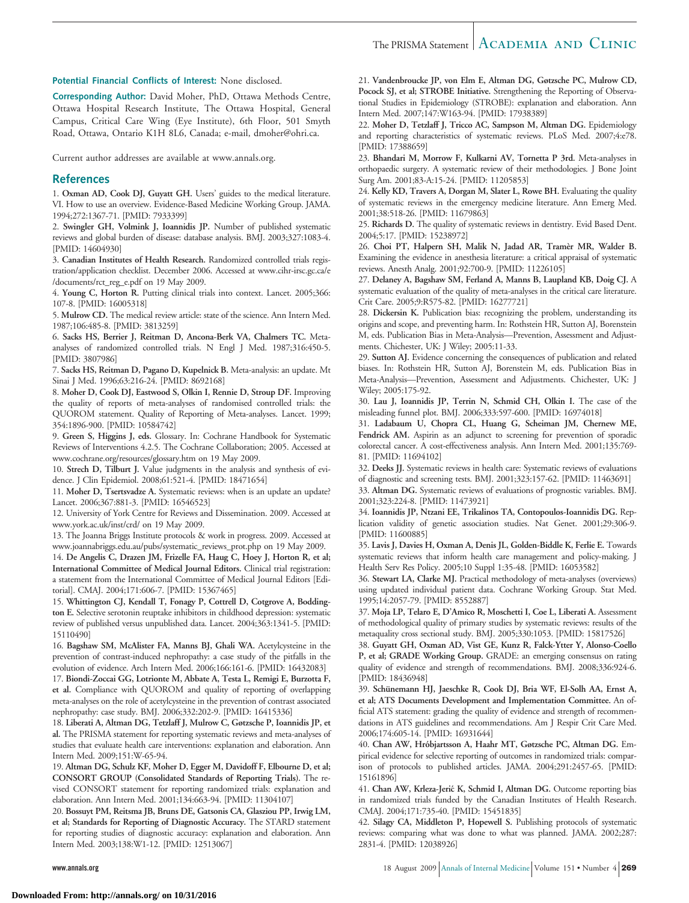**Potential Financial Conflicts of Interest:** None disclosed.

**Corresponding Author:** David Moher, PhD, Ottawa Methods Centre, Ottawa Hospital Research Institute, The Ottawa Hospital, General Campus, Critical Care Wing (Eye Institute), 6th Floor, 501 Smyth Road, Ottawa, Ontario K1H 8L6, Canada; e-mail, dmoher@ohri.ca.

Current author addresses are available at www.annals.org.

## References

1. **Oxman AD, Cook DJ, Guyatt GH.** Users' guides to the medical literature. VI. How to use an overview. Evidence-Based Medicine Working Group. JAMA. 1994;272:1367-71. [PMID: 7933399]
2. **Swingler GH, Volmink J, Ioannidis JP.** Number of published systematic reviews and global burden of disease: database analysis. BMJ. 2003;327:1083-4. [PMID: 14604930]
3. **Canadian Institutes of Health Research.** Randomized controlled trials registration/application checklist. December 2006. Accessed at www.cihr-irsc.gc.ca/e/documents/rct_reg_e.pdf on 19 May 2009.
4. **Young C, Horton R.** Putting clinical trials into context. Lancet. 2005;366:107-8. [PMID: 16005318]
5. **Mulrow CD.** The medical review article: state of the science. Ann Intern Med. 1987;106:485-8. [PMID: 3813259]
6. **Sacks HS, Berrier J, Reitman D, Ancona-Berk VA, Chalmers TC.** Meta-analyses of randomized controlled trials. N Engl J Med. 1987;316:450-5. [PMID: 3807986]
7. **Sacks HS, Reitman D, Pagano D, Kupelnick B.** Meta-analysis: an update. Mt Sinai J Med. 1996;63:216-24. [PMID: 8692168]
8. **Moher D, Cook DJ, Eastwood S, Olkin I, Rennie D, Stroup DF.** Improving the quality of reports of meta-analyses of randomised controlled trials: the QUOROM statement. Quality of Reporting of Meta-analyses. Lancet. 1999;354:1896-900. [PMID: 10584742]
9. **Green S, Higgins J, eds.** Glossary. In: Cochrane Handbook for Systematic Reviews of Interventions 4.2.5. The Cochrane Collaboration; 2005. Accessed at www.cochrane.org/resources/glossary.htm on 19 May 2009.
10. **Strech D, Tilburt J.** Value judgments in the analysis and synthesis of evidence. J Clin Epidemiol. 2008;61:521-4. [PMID: 18471654]
11. **Moher D, Tsertsvadze A.** Systematic reviews: when is an update an update? Lancet. 2006;367:881-3. [PMID: 16546523]
12. University of York Centre for Reviews and Dissemination. 2009. Accessed at www.york.ac.uk/inst/crd/ on 19 May 2009.
13. The Joanna Briggs Institute protocols & work in progress. 2009. Accessed at www.joannabriggs.edu.au/pubs/systematic_reviews_prot.php on 19 May 2009.
14. **De Angelis C, Drazen JM, Frizelle FA, Haug C, Hoey J, Horton R, et al; International Committee of Medical Journal Editors.** Clinical trial registration: a statement from the International Committee of Medical Journal Editors [Editorial]. CMAJ. 2004;171:606-7. [PMID: 15367465]
15. **Whittington CJ, Kendall T, Fonagy P, Cottrell D, Cotgrove A, Boddington E.** Selective serotonin reuptake inhibitors in childhood depression: systematic review of published versus unpublished data. Lancet. 2004;363:1341-5. [PMID: 15110490]
16. **Bagshaw SM, McAlister FA, Manns BJ, Ghali WA.** Acetylcysteine in the prevention of contrast-induced nephropathy: a case study of the pitfalls in the evolution of evidence. Arch Intern Med. 2006;166:161-6. [PMID: 16432083]
17. **Biondi-Zoccai GG, Lotrionte M, Abbate A, Testa L, Remigi E, Burzotta F, et al.** Compliance with QUOROM and quality of reporting of overlapping meta-analyses on the role of acetylcysteine in the prevention of contrast associated nephropathy: case study. BMJ. 2006;332:202-9. [PMID: 16415336]
18. **Liberati A, Altman DG, Tetzlaff J, Mulrow C, Gøtzsche P, Ioannidis JP, et al.** The PRISMA statement for reporting systematic reviews and meta-analyses of studies that evaluate health care interventions: explanation and elaboration. Ann Intern Med. 2009;151:W-65-94.
19. **Altman DG, Schulz KF, Moher D, Egger M, Davidoff F, Elbourne D, et al; CONSORT GROUP (Consolidated Standards of Reporting Trials).** The revised CONSORT statement for reporting randomized trials: explanation and elaboration. Ann Intern Med. 2001;134:663-94. [PMID: 11304107]
20. **Bossuyt PM, Reitsma JB, Bruns DE, Gatsonis CA, Glasziou PP, Irwig LM, et al; Standards for Reporting of Diagnostic Accuracy.** The STARD statement for reporting studies of diagnostic accuracy: explanation and elaboration. Ann Intern Med. 2003;138:W1-12. [PMID: 12513067]
21. **Vandenbroucke JP, von Elm E, Altman DG, Gøtzsche PC, Mulrow CD, Pocock SJ, et al; STROBE Initiative.** Strengthening the Reporting of Observational Studies in Epidemiology (STROBE): explanation and elaboration. Ann Intern Med. 2007;147:W163-94. [PMID: 17938389]
22. **Moher D, Tetzlaff J, Tricco AC, Sampson M, Altman DG.** Epidemiology and reporting characteristics of systematic reviews. PLoS Med. 2007;4:e78. [PMID: 17388659]
23. **Bhandari M, Morrow F, Kulkarni AV, Tornetta P 3rd.** Meta-analyses in orthopaedic surgery. A systematic review of their methodologies. J Bone Joint Surg Am. 2001;83-A:15-24. [PMID: 11205853]
24. **Kelly KD, Travers A, Dorgan M, Slater L, Rowe BH.** Evaluating the quality of systematic reviews in the emergency medicine literature. Ann Emerg Med. 2001;38:518-26. [PMID: 11679863]
25. **Richards D.** The quality of systematic reviews in dentistry. Evid Based Dent. 2004;5:17. [PMID: 15238972]
26. **Choi PT, Halpern SH, Malik N, Jadad AR, Tramèr MR, Walder B.** Examining the evidence in anesthesia literature: a critical appraisal of systematic reviews. Anesth Analg. 2001;92:700-9. [PMID: 11226105]
27. **Delaney A, Bagshaw SM, Ferland A, Manns B, Laupland KB, Doig CJ.** A systematic evaluation of the quality of meta-analyses in the critical care literature. Crit Care. 2005;9:R575-82. [PMID: 16277721]
28. **Dickersin K.** Publication bias: recognizing the problem, understanding its origins and scope, and preventing harm. In: Rothstein HR, Sutton AJ, Borenstein M, eds. Publication Bias in Meta-Analysis—Prevention, Assessment and Adjustments. Chichester, UK: J Wiley; 2005:11-33.
29. **Sutton AJ.** Evidence concerning the consequences of publication and related biases. In: Rothstein HR, Sutton AJ, Borenstein M, eds. Publication Bias in Meta-Analysis—Prevention, Assessment and Adjustments. Chichester, UK: J Wiley; 2005:175-92.
30. **Lau J, Ioannidis JP, Terrin N, Schmid CH, Olkin I.** The case of the misleading funnel plot. BMJ. 2006;333:597-600. [PMID: 16974018]
31. **Ladabaum U, Chopra CL, Huang G, Scheiman JM, Chernew ME, Fendrick AM.** Aspirin as an adjunct to screening for prevention of sporadic colorectal cancer. A cost-effectiveness analysis. Ann Intern Med. 2001;135:769-81. [PMID: 11694102]
32. **Deeks JJ.** Systematic reviews in health care: Systematic reviews of evaluations of diagnostic and screening tests. BMJ. 2001;323:157-62. [PMID: 11463691]
33. **Altman DG.** Systematic reviews of evaluations of prognostic variables. BMJ. 2001;323:224-8. [PMID: 11473921]
34. **Ioannidis JP, Ntzani EE, Trikalinos TA, Contopoulos-Ioannidis DG.** Replication validity of genetic association studies. Nat Genet. 2001;29:306-9. [PMID: 11600885]
35. **Lavis J, Davies H, Oxman A, Denis JL, Golden-Biddle K, Ferlie E.** Towards systematic reviews that inform health care management and policy-making. J Health Serv Res Policy. 2005;10 Suppl 1:35-48. [PMID: 16053582]
36. **Stewart LA, Clarke MJ.** Practical methodology of meta-analyses (overviews) using updated individual patient data. Cochrane Working Group. Stat Med. 1995;14:2057-79. [PMID: 8552887]
37. **Moja LP, Telaro E, D'Amico R, Moschetti I, Coe L, Liberati A.** Assessment of methodological quality of primary studies by systematic reviews: results of the metaquality cross sectional study. BMJ. 2005;330:1053. [PMID: 15817526]
38. **Guyatt GH, Oxman AD, Vist GE, Kunz R, Falck-Ytter Y, Alonso-Coello P, et al; GRADE Working Group.** GRADE: an emerging consensus on rating quality of evidence and strength of recommendations. BMJ. 2008;336:924-6. [PMID: 18436948]
39. **Schünemann HJ, Jaeschke R, Cook DJ, Bria WF, El-Solh AA, Ernst A, et al; ATS Documents Development and Implementation Committee.** An official ATS statement: grading the quality of evidence and strength of recommendations in ATS guidelines and recommendations. Am J Respir Crit Care Med. 2006;174:605-14. [PMID: 16931644]
40. **Chan AW, Hróbjartsson A, Haahr MT, Gøtzsche PC, Altman DG.** Empirical evidence for selective reporting of outcomes in randomized trials: comparison of protocols to published articles. JAMA. 2004;291:2457-65. [PMID: 15161896]
41. **Chan AW, Krleza-Jerić K, Schmid I, Altman DG.** Outcome reporting bias in randomized trials funded by the Canadian Institutes of Health Research. CMAJ. 2004;171:735-40. [PMID: 15451835]
42. **Silagy CA, Middleton P, Hopewell S.** Publishing protocols of systematic reviews: comparing what was done to what was planned. JAMA. 2002;287:2831-4. [PMID: 12038926]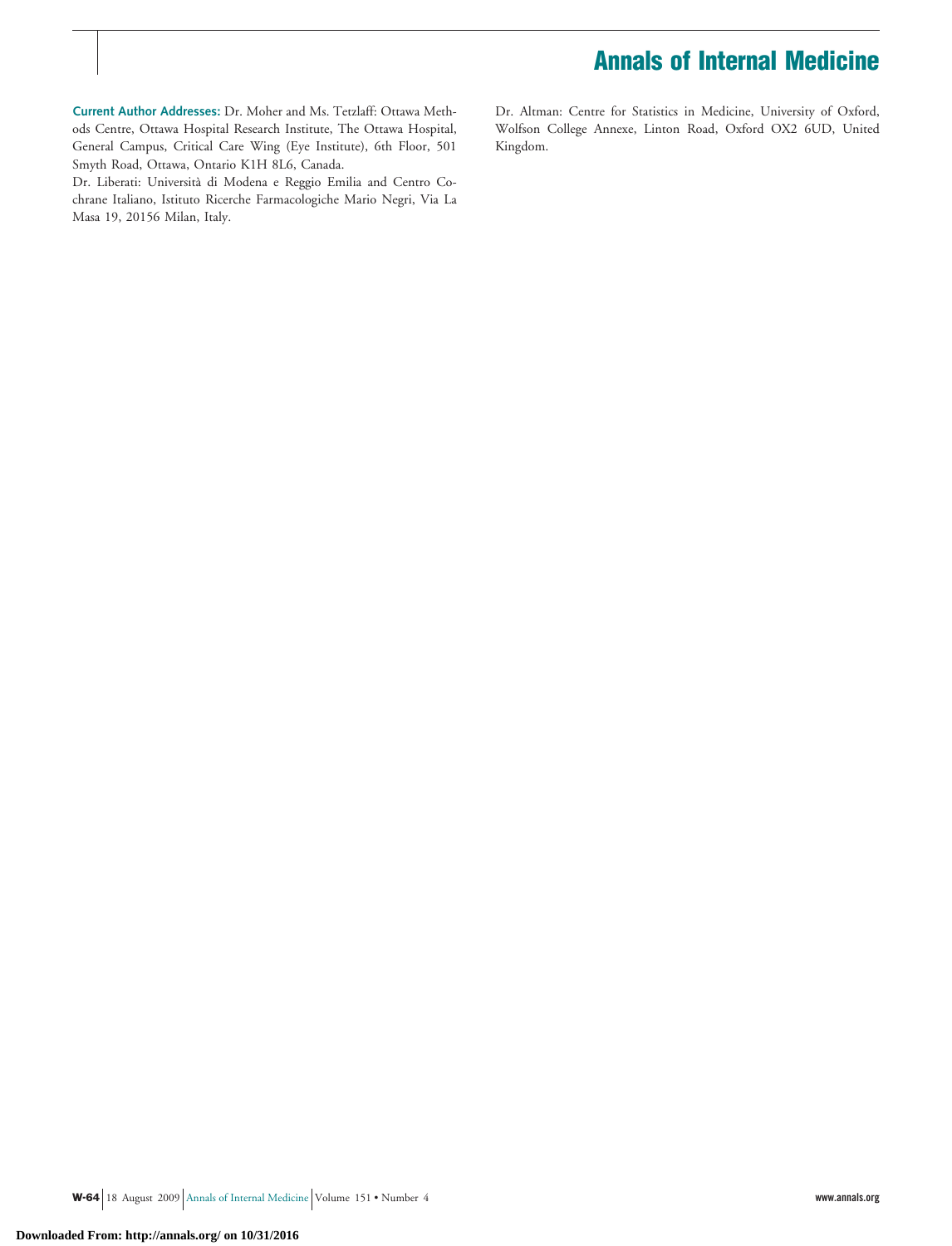**Current Author Addresses:** Dr. Moher and Ms. Tetzlaff: Ottawa Methods Centre, Ottawa Hospital Research Institute, The Ottawa Hospital, General Campus, Critical Care Wing (Eye Institute), 6th Floor, 501 Smyth Road, Ottawa, Ontario K1H 8L6, Canada.

Dr. Liberati: Università di Modena e Reggio Emilia and Centro Cochrane Italiano, Istituto Ricerche Farmacologiche Mario Negri, Via La Masa 19, 20156 Milan, Italy.

Dr. Altman: Centre for Statistics in Medicine, University of Oxford, Wolfson College Annexe, Linton Road, Oxford OX2 6UD, United Kingdom.